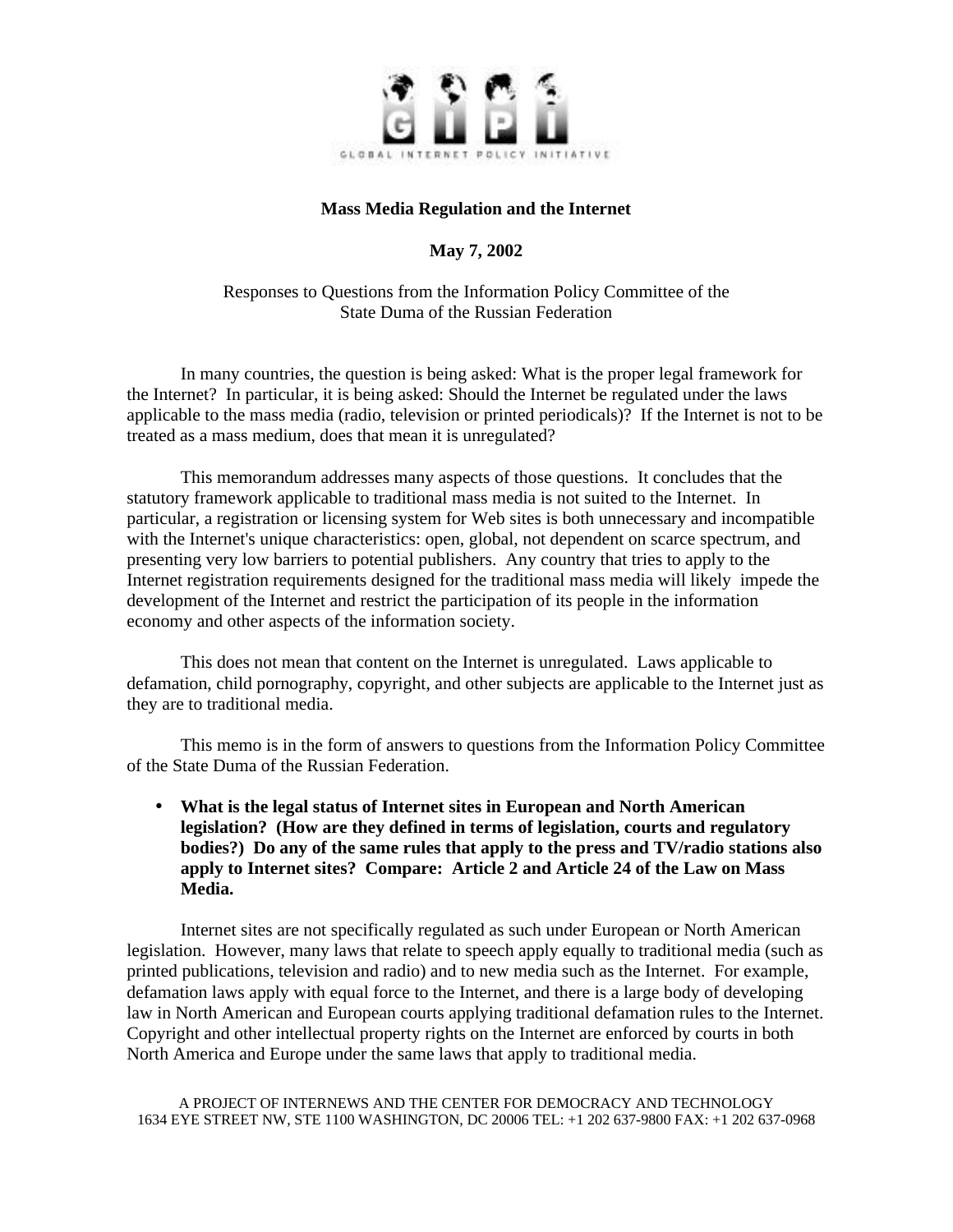# Mass Media Regulation and the Internet

**May 7, 2002**

Responses to Questions from the Information Policy Committee of the State Duma of the Russian Federation

In many countries, the question is being asked: What is the proper legal framework for the Internet? In particular, it is being asked: Should the Internet be regulated under the laws applicable to the mass media (radio, television or printed periodicals)? If the Internet is not to be treated as a mass medium, does that mean it is unregulated?

This memorandum addresses many aspects of those questions. It concludes that the statutory framework applicable to traditional mass media is not suited to the Internet. In particular, a registration or licensing system for Web sites is both unnecessary and incompatible with the Internet's unique characteristics: open, global, not dependent on scarce spectrum, and presenting very low barriers to potential publishers. Any country that tries to apply to the Internet registration requirements designed for the traditional mass media will likely impede the development of the Internet and restrict the participation of its people in the information economy and other aspects of the information society.

This does not mean that content on the Internet is unregulated. Laws applicable to defamation, child pornography, copyright, and other subjects are applicable to the Internet just as they are to traditional media.

This memo is in the form of answers to questions from the Information Policy Committee of the State Duma of the Russian Federation.

- **What is the legal status of Internet sites in European and North American legislation? (How are they defined in terms of legislation, courts and regulatory bodies?) Do any of the same rules that apply to the press and TV/radio stations also apply to Internet sites? Compare: Article 2 and Article 24 of the Law on Mass Media.**

Internet sites are not specifically regulated as such under European or North American legislation. However, many laws that relate to speech apply equally to traditional media (such as printed publications, television and radio) and to new media such as the Internet. For example, defamation laws apply with equal force to the Internet, and there is a large body of developing law in North American and European courts applying traditional defamation rules to the Internet. Copyright and other intellectual property rights on the Internet are enforced by courts in both North America and Europe under the same laws that apply to traditional media.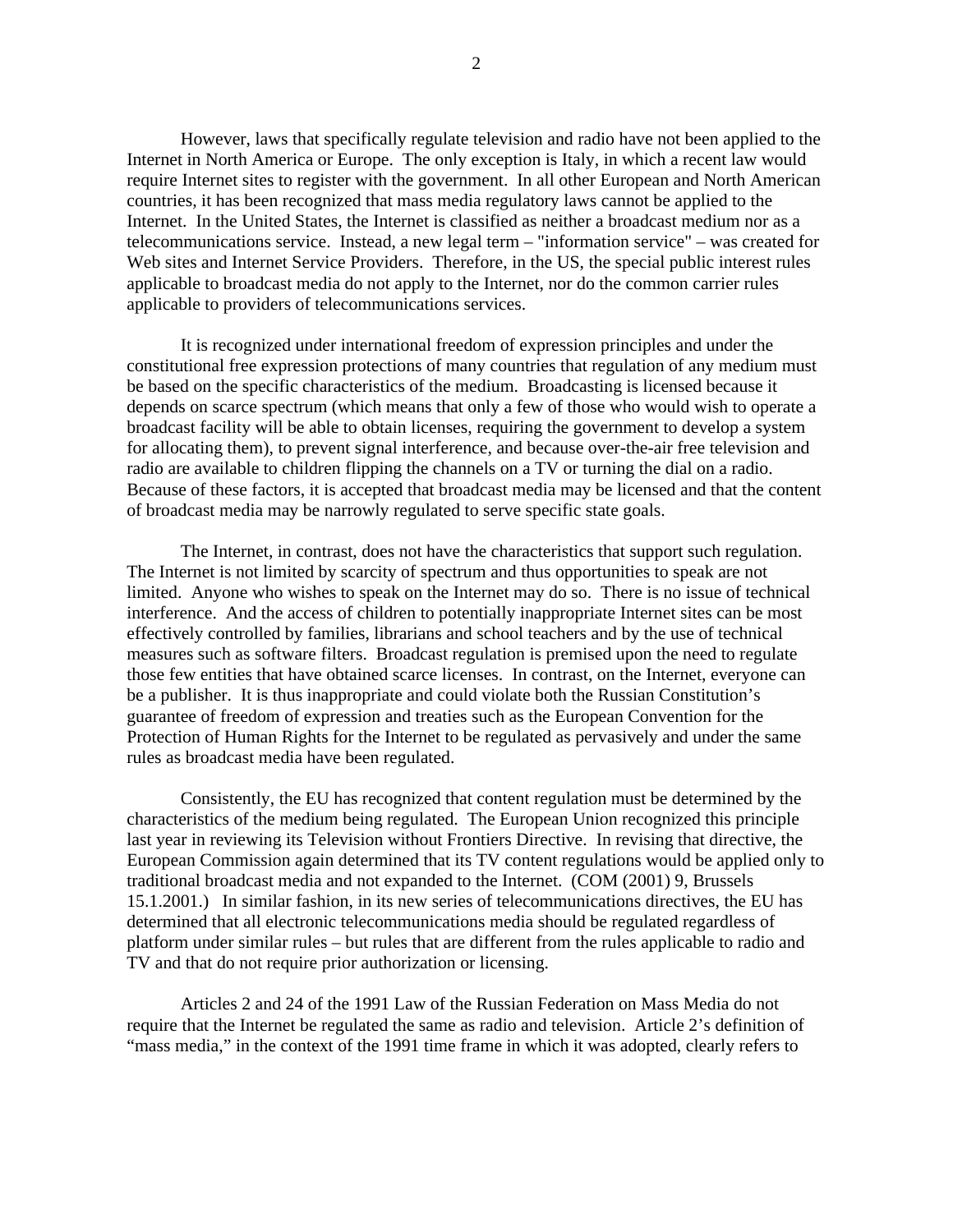However, laws that specifically regulate television and radio have not been applied to the Internet in North America or Europe. The only exception is Italy, in which a recent law would require Internet sites to register with the government. In all other European and North American countries, it has been recognized that mass media regulatory laws cannot be applied to the Internet. In the United States, the Internet is classified as neither a broadcast medium nor as a telecommunications service. Instead, a new legal term – "information service" – was created for Web sites and Internet Service Providers. Therefore, in the US, the special public interest rules applicable to broadcast media do not apply to the Internet, nor do the common carrier rules applicable to providers of telecommunications services.

It is recognized under international freedom of expression principles and under the constitutional free expression protections of many countries that regulation of any medium must be based on the specific characteristics of the medium. Broadcasting is licensed because it depends on scarce spectrum (which means that only a few of those who would wish to operate a broadcast facility will be able to obtain licenses, requiring the government to develop a system for allocating them), to prevent signal interference, and because over-the-air free television and radio are available to children flipping the channels on a TV or turning the dial on a radio. Because of these factors, it is accepted that broadcast media may be licensed and that the content of broadcast media may be narrowly regulated to serve specific state goals.

The Internet, in contrast, does not have the characteristics that support such regulation. The Internet is not limited by scarcity of spectrum and thus opportunities to speak are not limited. Anyone who wishes to speak on the Internet may do so. There is no issue of technical interference. And the access of children to potentially inappropriate Internet sites can be most effectively controlled by families, librarians and school teachers and by the use of technical measures such as software filters. Broadcast regulation is premised upon the need to regulate those few entities that have obtained scarce licenses. In contrast, on the Internet, everyone can be a publisher. It is thus inappropriate and could violate both the Russian Constitution's guarantee of freedom of expression and treaties such as the European Convention for the Protection of Human Rights for the Internet to be regulated as pervasively and under the same rules as broadcast media have been regulated.

Consistently, the EU has recognized that content regulation must be determined by the characteristics of the medium being regulated. The European Union recognized this principle last year in reviewing its Television without Frontiers Directive. In revising that directive, the European Commission again determined that its TV content regulations would be applied only to traditional broadcast media and not expanded to the Internet. (COM (2001) 9, Brussels 15.1.2001.) In similar fashion, in its new series of telecommunications directives, the EU has determined that all electronic telecommunications media should be regulated regardless of platform under similar rules – but rules that are different from the rules applicable to radio and TV and that do not require prior authorization or licensing.

Articles 2 and 24 of the 1991 Law of the Russian Federation on Mass Media do not require that the Internet be regulated the same as radio and television. Article 2's definition of "mass media," in the context of the 1991 time frame in which it was adopted, clearly refers to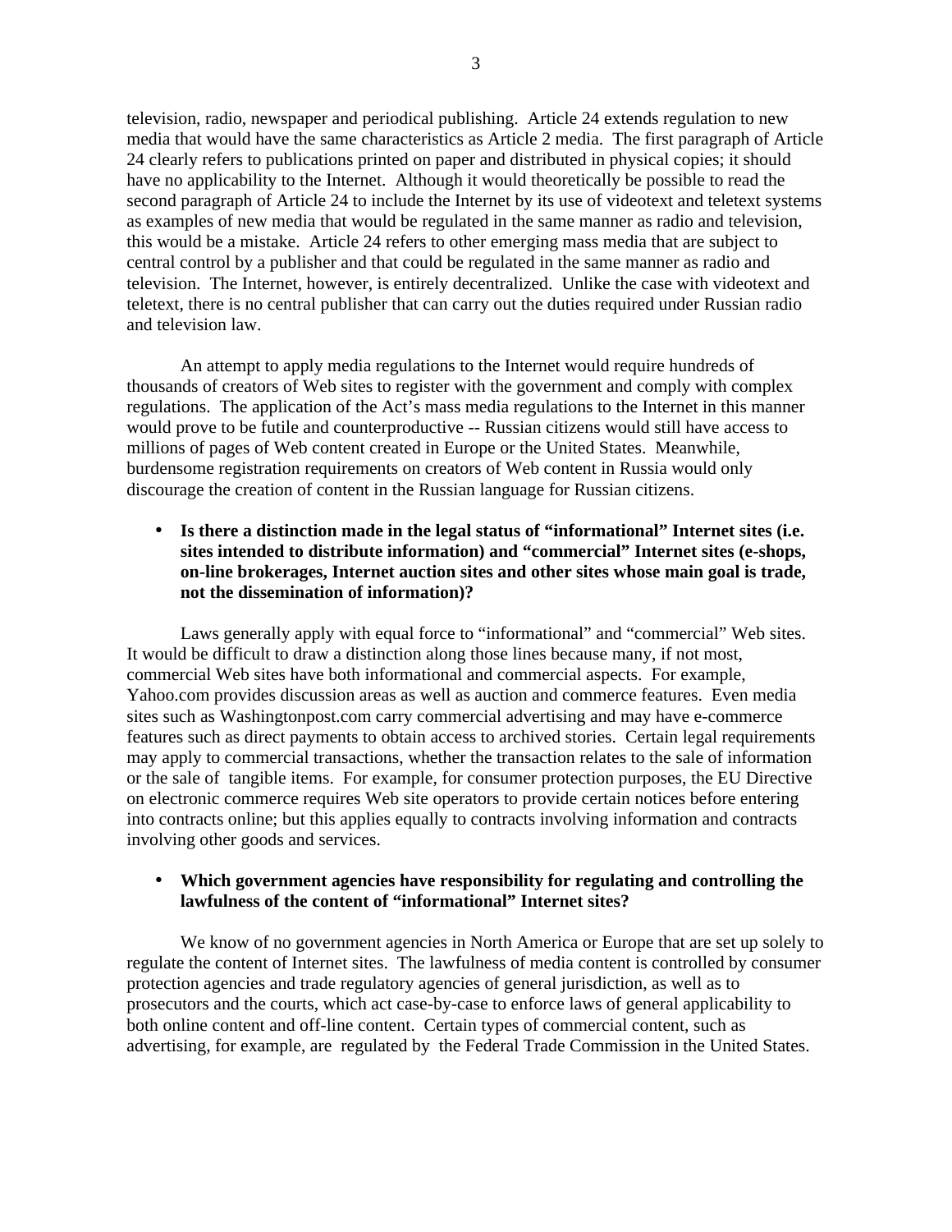television, radio, newspaper and periodical publishing. Article 24 extends regulation to new media that would have the same characteristics as Article 2 media. The first paragraph of Article 24 clearly refers to publications printed on paper and distributed in physical copies; it should have no applicability to the Internet. Although it would theoretically be possible to read the second paragraph of Article 24 to include the Internet by its use of videotext and teletext systems as examples of new media that would be regulated in the same manner as radio and television, this would be a mistake. Article 24 refers to other emerging mass media that are subject to central control by a publisher and that could be regulated in the same manner as radio and television. The Internet, however, is entirely decentralized. Unlike the case with videotext and teletext, there is no central publisher that can carry out the duties required under Russian radio and television law.

An attempt to apply media regulations to the Internet would require hundreds of thousands of creators of Web sites to register with the government and comply with complex regulations. The application of the Act's mass media regulations to the Internet in this manner would prove to be futile and counterproductive -- Russian citizens would still have access to millions of pages of Web content created in Europe or the United States. Meanwhile, burdensome registration requirements on creators of Web content in Russia would only discourage the creation of content in the Russian language for Russian citizens.

- **Is there a distinction made in the legal status of "informational" Internet sites (i.e. sites intended to distribute information) and "commercial" Internet sites (e-shops, on-line brokerages, Internet auction sites and other sites whose main goal is trade, not the dissemination of information)?**

Laws generally apply with equal force to "informational" and "commercial" Web sites. It would be difficult to draw a distinction along those lines because many, if not most, commercial Web sites have both informational and commercial aspects. For example, Yahoo.com provides discussion areas as well as auction and commerce features. Even media sites such as Washingtonpost.com carry commercial advertising and may have e-commerce features such as direct payments to obtain access to archived stories. Certain legal requirements may apply to commercial transactions, whether the transaction relates to the sale of information or the sale of tangible items. For example, for consumer protection purposes, the EU Directive on electronic commerce requires Web site operators to provide certain notices before entering into contracts online; but this applies equally to contracts involving information and contracts involving other goods and services.

- **Which government agencies have responsibility for regulating and controlling the lawfulness of the content of "informational" Internet sites?**

We know of no government agencies in North America or Europe that are set up solely to regulate the content of Internet sites. The lawfulness of media content is controlled by consumer protection agencies and trade regulatory agencies of general jurisdiction, as well as to prosecutors and the courts, which act case-by-case to enforce laws of general applicability to both online content and off-line content. Certain types of commercial content, such as advertising, for example, are regulated by the Federal Trade Commission in the United States.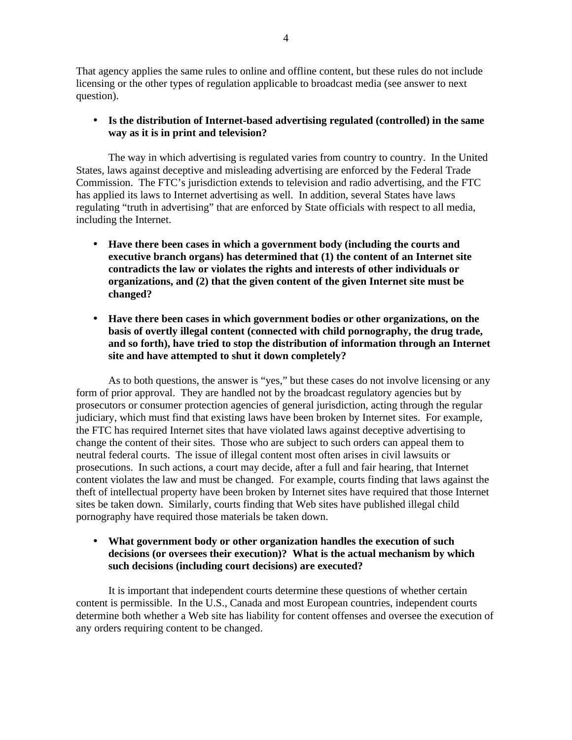That agency applies the same rules to online and offline content, but these rules do not include licensing or the other types of regulation applicable to broadcast media (see answer to next question).

- **Is the distribution of Internet-based advertising regulated (controlled) in the same way as it is in print and television?**

The way in which advertising is regulated varies from country to country. In the United States, laws against deceptive and misleading advertising are enforced by the Federal Trade Commission. The FTC's jurisdiction extends to television and radio advertising, and the FTC has applied its laws to Internet advertising as well. In addition, several States have laws regulating "truth in advertising" that are enforced by State officials with respect to all media, including the Internet.

- **Have there been cases in which a government body (including the courts and executive branch organs) has determined that (1) the content of an Internet site contradicts the law or violates the rights and interests of other individuals or organizations, and (2) that the given content of the given Internet site must be changed?**

- **Have there been cases in which government bodies or other organizations, on the basis of overtly illegal content (connected with child pornography, the drug trade, and so forth), have tried to stop the distribution of information through an Internet site and have attempted to shut it down completely?**

As to both questions, the answer is "yes," but these cases do not involve licensing or any form of prior approval. They are handled not by the broadcast regulatory agencies but by prosecutors or consumer protection agencies of general jurisdiction, acting through the regular judiciary, which must find that existing laws have been broken by Internet sites. For example, the FTC has required Internet sites that have violated laws against deceptive advertising to change the content of their sites. Those who are subject to such orders can appeal them to neutral federal courts. The issue of illegal content most often arises in civil lawsuits or prosecutions. In such actions, a court may decide, after a full and fair hearing, that Internet content violates the law and must be changed. For example, courts finding that laws against the theft of intellectual property have been broken by Internet sites have required that those Internet sites be taken down. Similarly, courts finding that Web sites have published illegal child pornography have required those materials be taken down.

- **What government body or other organization handles the execution of such decisions (or oversees their execution)? What is the actual mechanism by which such decisions (including court decisions) are executed?**

It is important that independent courts determine these questions of whether certain content is permissible. In the U.S., Canada and most European countries, independent courts determine both whether a Web site has liability for content offenses and oversee the execution of any orders requiring content to be changed.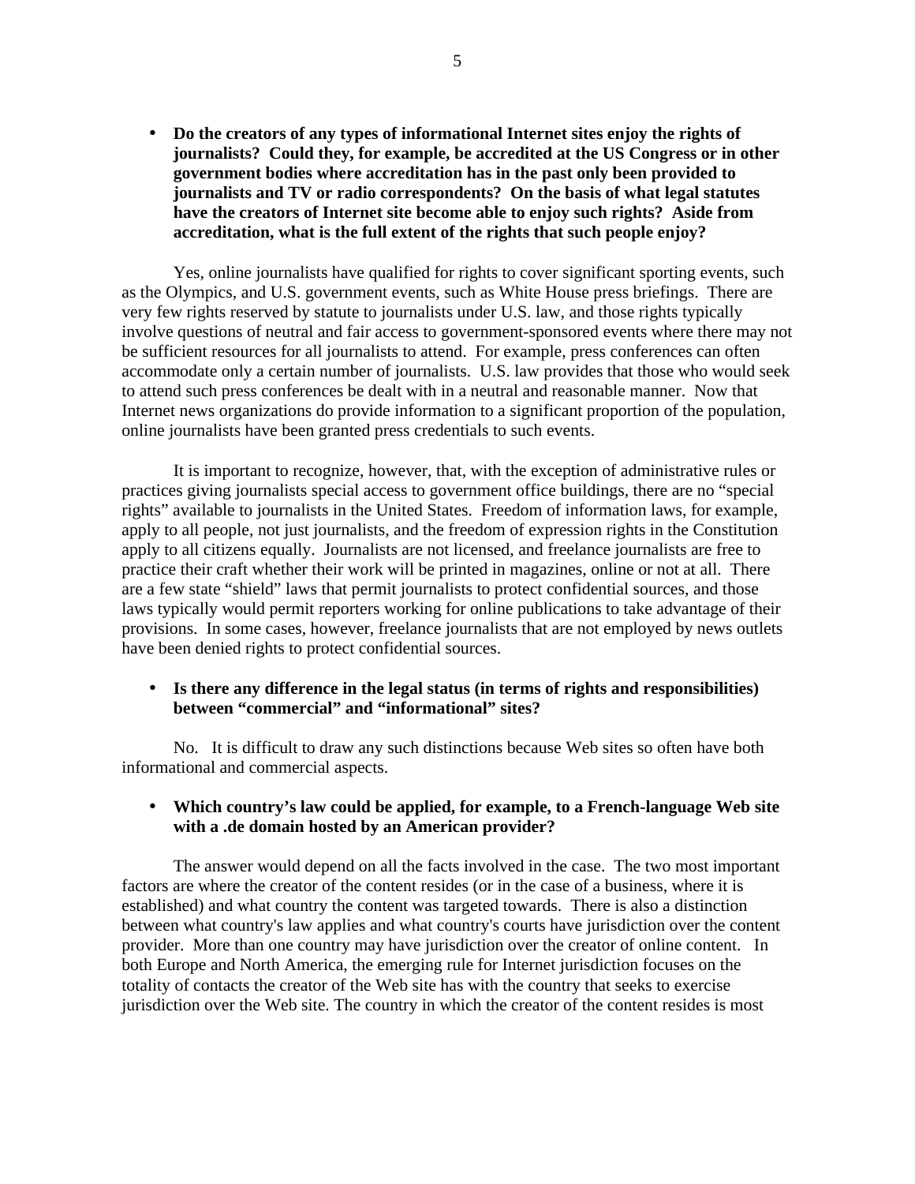- **Do the creators of any types of informational Internet sites enjoy the rights of journalists? Could they, for example, be accredited at the US Congress or in other government bodies where accreditation has in the past only been provided to journalists and TV or radio correspondents? On the basis of what legal statutes have the creators of Internet site become able to enjoy such rights? Aside from accreditation, what is the full extent of the rights that such people enjoy?**

Yes, online journalists have qualified for rights to cover significant sporting events, such as the Olympics, and U.S. government events, such as White House press briefings. There are very few rights reserved by statute to journalists under U.S. law, and those rights typically involve questions of neutral and fair access to government-sponsored events where there may not be sufficient resources for all journalists to attend. For example, press conferences can often accommodate only a certain number of journalists. U.S. law provides that those who would seek to attend such press conferences be dealt with in a neutral and reasonable manner. Now that Internet news organizations do provide information to a significant proportion of the population, online journalists have been granted press credentials to such events.

It is important to recognize, however, that, with the exception of administrative rules or practices giving journalists special access to government office buildings, there are no "special rights" available to journalists in the United States. Freedom of information laws, for example, apply to all people, not just journalists, and the freedom of expression rights in the Constitution apply to all citizens equally. Journalists are not licensed, and freelance journalists are free to practice their craft whether their work will be printed in magazines, online or not at all. There are a few state "shield" laws that permit journalists to protect confidential sources, and those laws typically would permit reporters working for online publications to take advantage of their provisions. In some cases, however, freelance journalists that are not employed by news outlets have been denied rights to protect confidential sources.

- **Is there any difference in the legal status (in terms of rights and responsibilities) between "commercial" and "informational" sites?**

No. It is difficult to draw any such distinctions because Web sites so often have both informational and commercial aspects.

- **Which country's law could be applied, for example, to a French-language Web site with a .de domain hosted by an American provider?**

The answer would depend on all the facts involved in the case. The two most important factors are where the creator of the content resides (or in the case of a business, where it is established) and what country the content was targeted towards. There is also a distinction between what country's law applies and what country's courts have jurisdiction over the content provider. More than one country may have jurisdiction over the creator of online content. In both Europe and North America, the emerging rule for Internet jurisdiction focuses on the totality of contacts the creator of the Web site has with the country that seeks to exercise jurisdiction over the Web site. The country in which the creator of the content resides is most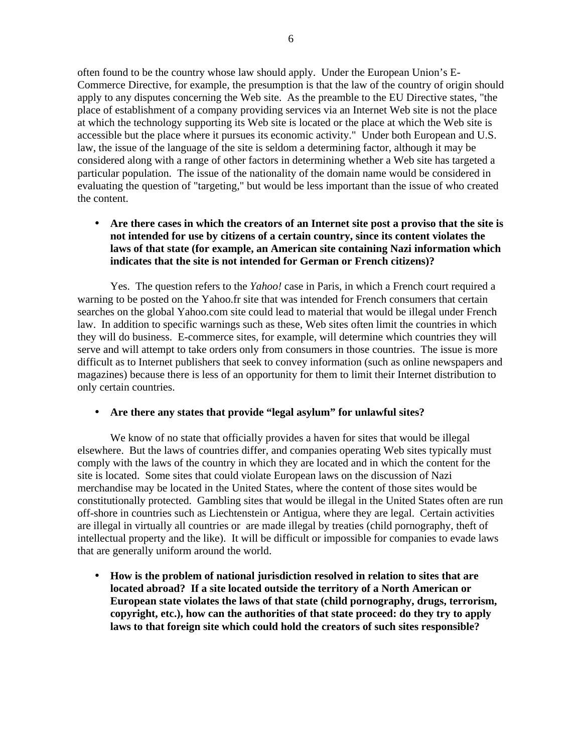often found to be the country whose law should apply. Under the European Union's E-Commerce Directive, for example, the presumption is that the law of the country of origin should apply to any disputes concerning the Web site. As the preamble to the EU Directive states, "the place of establishment of a company providing services via an Internet Web site is not the place at which the technology supporting its Web site is located or the place at which the Web site is accessible but the place where it pursues its economic activity." Under both European and U.S. law, the issue of the language of the site is seldom a determining factor, although it may be considered along with a range of other factors in determining whether a Web site has targeted a particular population. The issue of the nationality of the domain name would be considered in evaluating the question of "targeting," but would be less important than the issue of who created the content.

- **Are there cases in which the creators of an Internet site post a proviso that the site is not intended for use by citizens of a certain country, since its content violates the laws of that state (for example, an American site containing Nazi information which indicates that the site is not intended for German or French citizens)?**

Yes. The question refers to the *Yahoo!* case in Paris, in which a French court required a warning to be posted on the Yahoo.fr site that was intended for French consumers that certain searches on the global Yahoo.com site could lead to material that would be illegal under French law. In addition to specific warnings such as these, Web sites often limit the countries in which they will do business. E-commerce sites, for example, will determine which countries they will serve and will attempt to take orders only from consumers in those countries. The issue is more difficult as to Internet publishers that seek to convey information (such as online newspapers and magazines) because there is less of an opportunity for them to limit their Internet distribution to only certain countries.

- **Are there any states that provide "legal asylum" for unlawful sites?**

We know of no state that officially provides a haven for sites that would be illegal elsewhere. But the laws of countries differ, and companies operating Web sites typically must comply with the laws of the country in which they are located and in which the content for the site is located. Some sites that could violate European laws on the discussion of Nazi merchandise may be located in the United States, where the content of those sites would be constitutionally protected. Gambling sites that would be illegal in the United States often are run off-shore in countries such as Liechtenstein or Antigua, where they are legal. Certain activities are illegal in virtually all countries or are made illegal by treaties (child pornography, theft of intellectual property and the like). It will be difficult or impossible for companies to evade laws that are generally uniform around the world.

- **How is the problem of national jurisdiction resolved in relation to sites that are located abroad? If a site located outside the territory of a North American or European state violates the laws of that state (child pornography, drugs, terrorism, copyright, etc.), how can the authorities of that state proceed: do they try to apply laws to that foreign site which could hold the creators of such sites responsible?**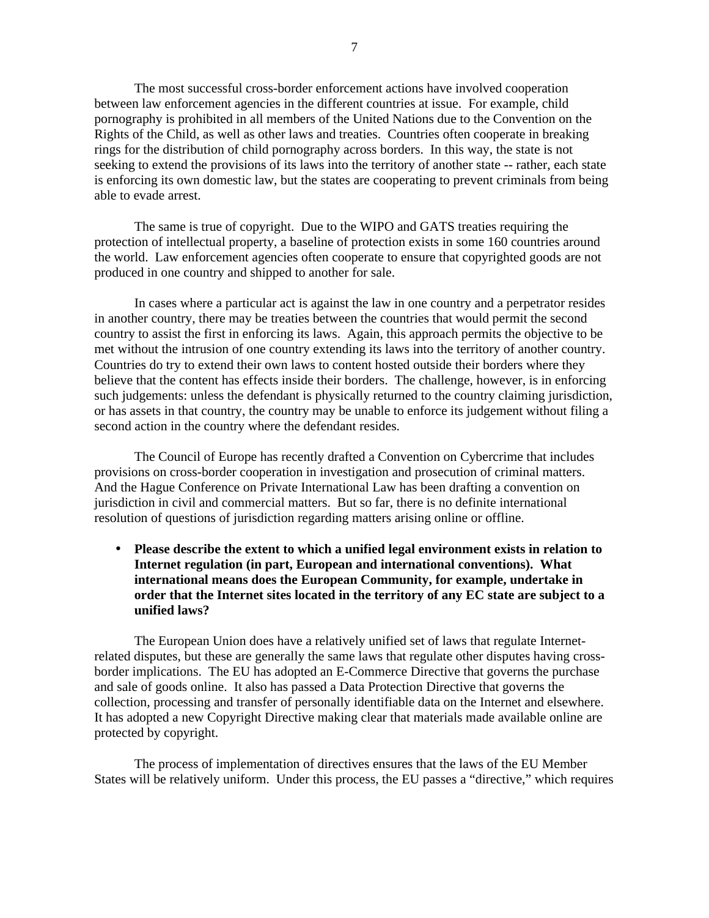The most successful cross-border enforcement actions have involved cooperation between law enforcement agencies in the different countries at issue. For example, child pornography is prohibited in all members of the United Nations due to the Convention on the Rights of the Child, as well as other laws and treaties. Countries often cooperate in breaking rings for the distribution of child pornography across borders. In this way, the state is not seeking to extend the provisions of its laws into the territory of another state -- rather, each state is enforcing its own domestic law, but the states are cooperating to prevent criminals from being able to evade arrest.

The same is true of copyright. Due to the WIPO and GATS treaties requiring the protection of intellectual property, a baseline of protection exists in some 160 countries around the world. Law enforcement agencies often cooperate to ensure that copyrighted goods are not produced in one country and shipped to another for sale.

In cases where a particular act is against the law in one country and a perpetrator resides in another country, there may be treaties between the countries that would permit the second country to assist the first in enforcing its laws. Again, this approach permits the objective to be met without the intrusion of one country extending its laws into the territory of another country. Countries do try to extend their own laws to content hosted outside their borders where they believe that the content has effects inside their borders. The challenge, however, is in enforcing such judgements: unless the defendant is physically returned to the country claiming jurisdiction, or has assets in that country, the country may be unable to enforce its judgement without filing a second action in the country where the defendant resides.

The Council of Europe has recently drafted a Convention on Cybercrime that includes provisions on cross-border cooperation in investigation and prosecution of criminal matters. And the Hague Conference on Private International Law has been drafting a convention on jurisdiction in civil and commercial matters. But so far, there is no definite international resolution of questions of jurisdiction regarding matters arising online or offline.

- **Please describe the extent to which a unified legal environment exists in relation to Internet regulation (in part, European and international conventions). What international means does the European Community, for example, undertake in order that the Internet sites located in the territory of any EC state are subject to a unified laws?**

The European Union does have a relatively unified set of laws that regulate Internet-related disputes, but these are generally the same laws that regulate other disputes having cross-border implications. The EU has adopted an E-Commerce Directive that governs the purchase and sale of goods online. It also has passed a Data Protection Directive that governs the collection, processing and transfer of personally identifiable data on the Internet and elsewhere. It has adopted a new Copyright Directive making clear that materials made available online are protected by copyright.

The process of implementation of directives ensures that the laws of the EU Member States will be relatively uniform. Under this process, the EU passes a "directive," which requires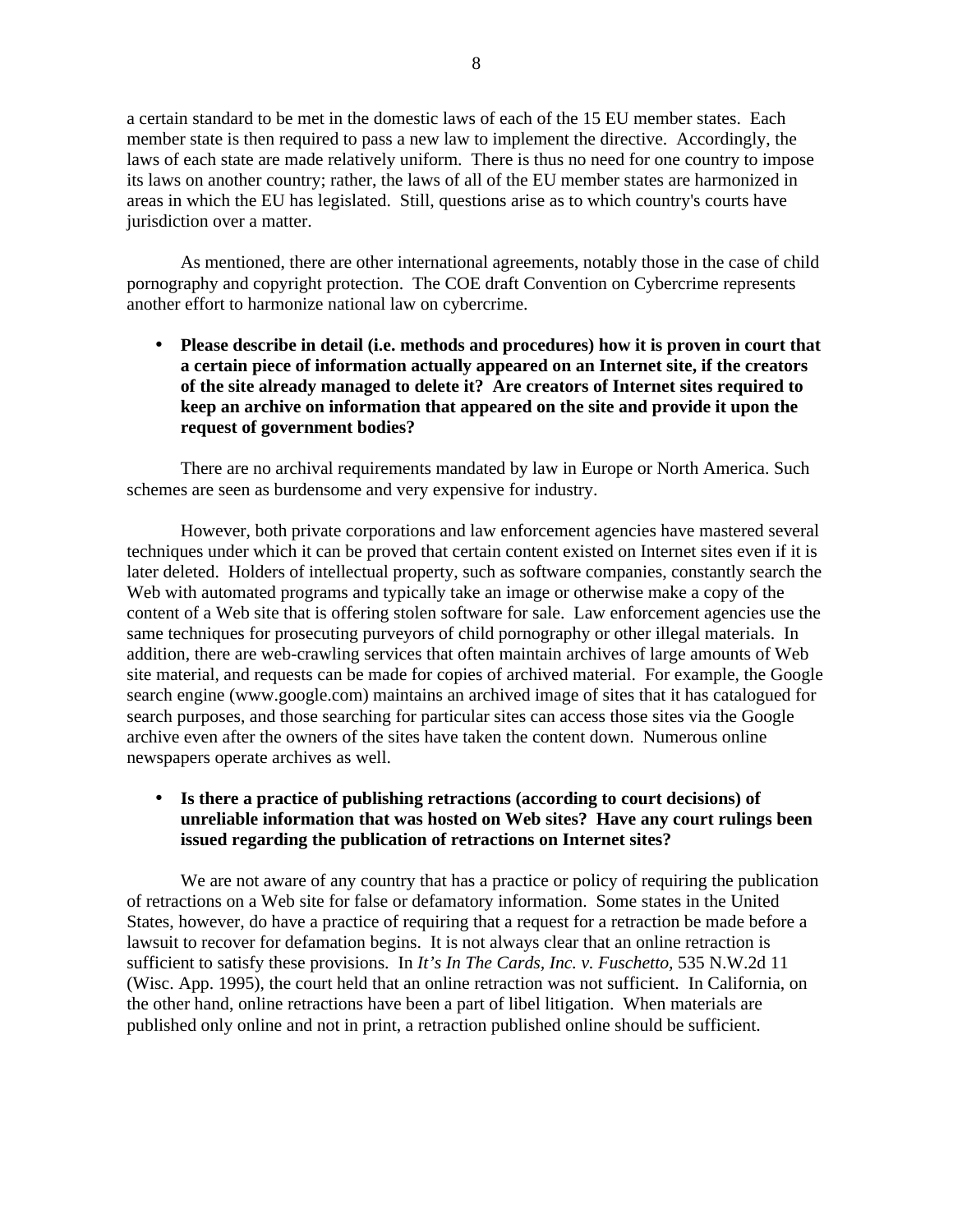a certain standard to be met in the domestic laws of each of the 15 EU member states. Each member state is then required to pass a new law to implement the directive. Accordingly, the laws of each state are made relatively uniform. There is thus no need for one country to impose its laws on another country; rather, the laws of all of the EU member states are harmonized in areas in which the EU has legislated. Still, questions arise as to which country's courts have jurisdiction over a matter.

As mentioned, there are other international agreements, notably those in the case of child pornography and copyright protection. The COE draft Convention on Cybercrime represents another effort to harmonize national law on cybercrime.

- **Please describe in detail (i.e. methods and procedures) how it is proven in court that a certain piece of information actually appeared on an Internet site, if the creators of the site already managed to delete it? Are creators of Internet sites required to keep an archive on information that appeared on the site and provide it upon the request of government bodies?**

There are no archival requirements mandated by law in Europe or North America. Such schemes are seen as burdensome and very expensive for industry.

However, both private corporations and law enforcement agencies have mastered several techniques under which it can be proved that certain content existed on Internet sites even if it is later deleted. Holders of intellectual property, such as software companies, constantly search the Web with automated programs and typically take an image or otherwise make a copy of the content of a Web site that is offering stolen software for sale. Law enforcement agencies use the same techniques for prosecuting purveyors of child pornography or other illegal materials. In addition, there are web-crawling services that often maintain archives of large amounts of Web site material, and requests can be made for copies of archived material. For example, the Google search engine (www.google.com) maintains an archived image of sites that it has catalogued for search purposes, and those searching for particular sites can access those sites via the Google archive even after the owners of the sites have taken the content down. Numerous online newspapers operate archives as well.

- **Is there a practice of publishing retractions (according to court decisions) of unreliable information that was hosted on Web sites? Have any court rulings been issued regarding the publication of retractions on Internet sites?**

We are not aware of any country that has a practice or policy of requiring the publication of retractions on a Web site for false or defamatory information. Some states in the United States, however, do have a practice of requiring that a request for a retraction be made before a lawsuit to recover for defamation begins. It is not always clear that an online retraction is sufficient to satisfy these provisions. In *It's In The Cards, Inc. v. Fuschetto,* 535 N.W.2d 11 (Wisc. App. 1995), the court held that an online retraction was not sufficient. In California, on the other hand, online retractions have been a part of libel litigation. When materials are published only online and not in print, a retraction published online should be sufficient.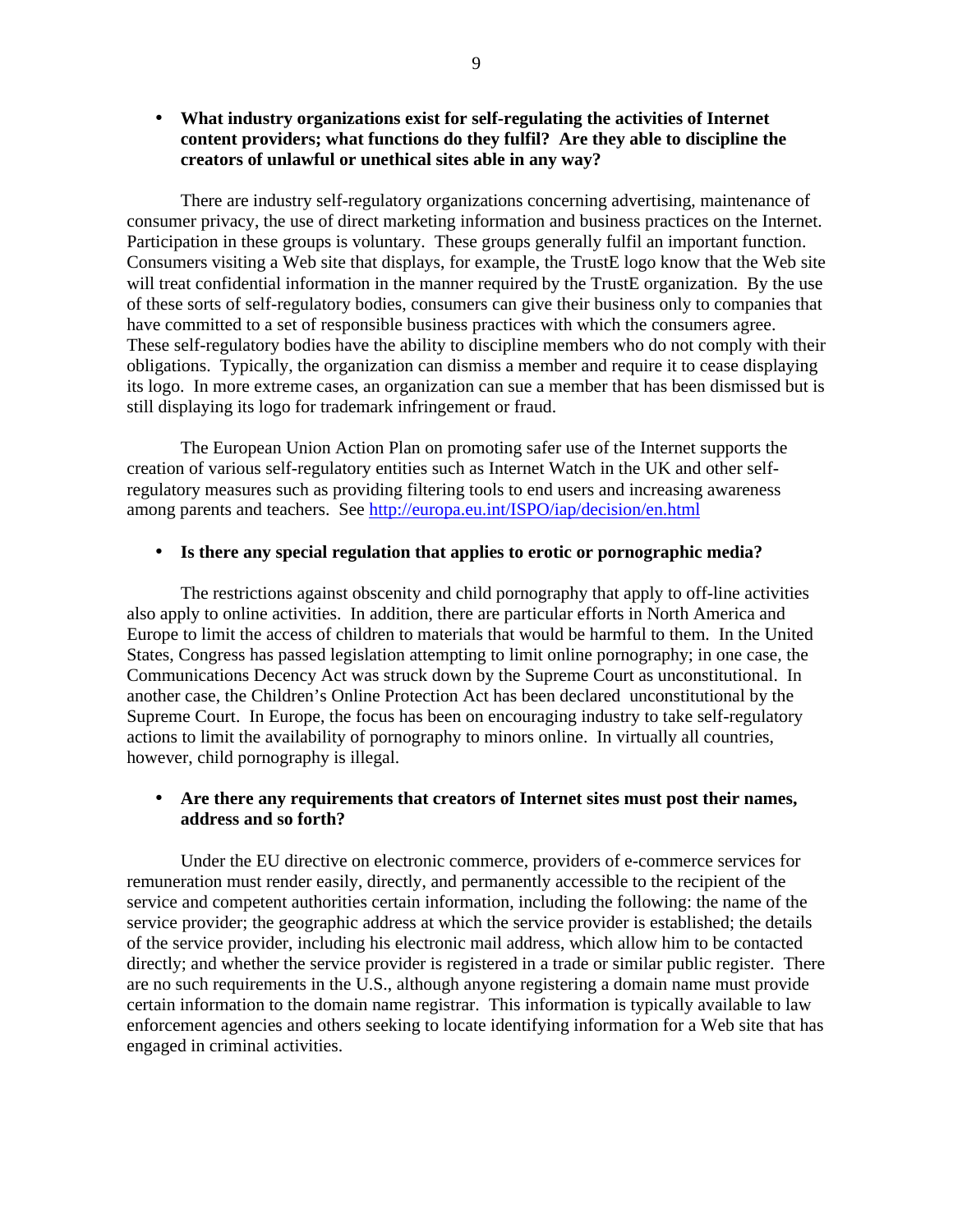- **What industry organizations exist for self-regulating the activities of Internet content providers; what functions do they fulfil? Are they able to discipline the creators of unlawful or unethical sites able in any way?**

There are industry self-regulatory organizations concerning advertising, maintenance of consumer privacy, the use of direct marketing information and business practices on the Internet. Participation in these groups is voluntary. These groups generally fulfil an important function. Consumers visiting a Web site that displays, for example, the TrustE logo know that the Web site will treat confidential information in the manner required by the TrustE organization. By the use of these sorts of self-regulatory bodies, consumers can give their business only to companies that have committed to a set of responsible business practices with which the consumers agree. These self-regulatory bodies have the ability to discipline members who do not comply with their obligations. Typically, the organization can dismiss a member and require it to cease displaying its logo. In more extreme cases, an organization can sue a member that has been dismissed but is still displaying its logo for trademark infringement or fraud.

The European Union Action Plan on promoting safer use of the Internet supports the creation of various self-regulatory entities such as Internet Watch in the UK and other self-regulatory measures such as providing filtering tools to end users and increasing awareness among parents and teachers. See http://europa.eu.int/ISPO/iap/decision/en.html

- **Is there any special regulation that applies to erotic or pornographic media?**

The restrictions against obscenity and child pornography that apply to off-line activities also apply to online activities. In addition, there are particular efforts in North America and Europe to limit the access of children to materials that would be harmful to them. In the United States, Congress has passed legislation attempting to limit online pornography; in one case, the Communications Decency Act was struck down by the Supreme Court as unconstitutional. In another case, the Children's Online Protection Act has been declared unconstitutional by the Supreme Court. In Europe, the focus has been on encouraging industry to take self-regulatory actions to limit the availability of pornography to minors online. In virtually all countries, however, child pornography is illegal.

- **Are there any requirements that creators of Internet sites must post their names, address and so forth?**

Under the EU directive on electronic commerce, providers of e-commerce services for remuneration must render easily, directly, and permanently accessible to the recipient of the service and competent authorities certain information, including the following: the name of the service provider; the geographic address at which the service provider is established; the details of the service provider, including his electronic mail address, which allow him to be contacted directly; and whether the service provider is registered in a trade or similar public register. There are no such requirements in the U.S., although anyone registering a domain name must provide certain information to the domain name registrar. This information is typically available to law enforcement agencies and others seeking to locate identifying information for a Web site that has engaged in criminal activities.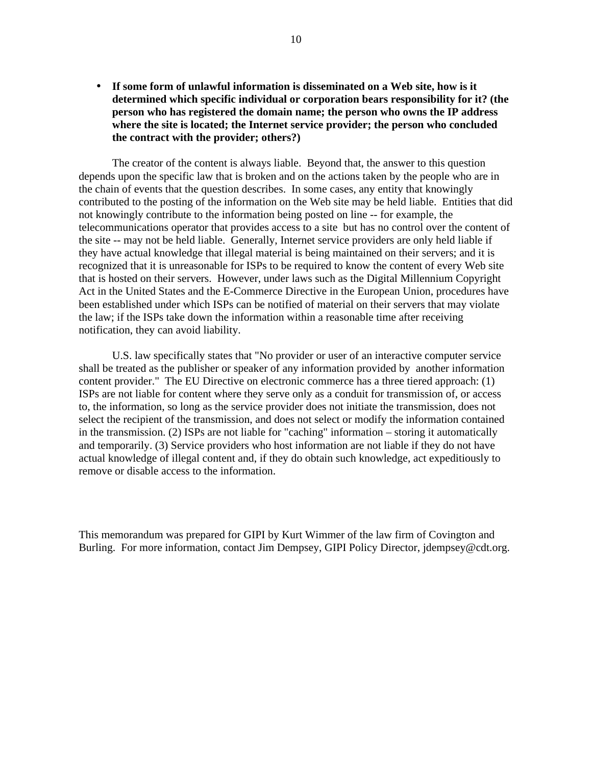- **If some form of unlawful information is disseminated on a Web site, how is it determined which specific individual or corporation bears responsibility for it? (the person who has registered the domain name; the person who owns the IP address where the site is located; the Internet service provider; the person who concluded the contract with the provider; others?)**

The creator of the content is always liable. Beyond that, the answer to this question depends upon the specific law that is broken and on the actions taken by the people who are in the chain of events that the question describes. In some cases, any entity that knowingly contributed to the posting of the information on the Web site may be held liable. Entities that did not knowingly contribute to the information being posted on line -- for example, the telecommunications operator that provides access to a site but has no control over the content of the site -- may not be held liable. Generally, Internet service providers are only held liable if they have actual knowledge that illegal material is being maintained on their servers; and it is recognized that it is unreasonable for ISPs to be required to know the content of every Web site that is hosted on their servers. However, under laws such as the Digital Millennium Copyright Act in the United States and the E-Commerce Directive in the European Union, procedures have been established under which ISPs can be notified of material on their servers that may violate the law; if the ISPs take down the information within a reasonable time after receiving notification, they can avoid liability.

U.S. law specifically states that "No provider or user of an interactive computer service shall be treated as the publisher or speaker of any information provided by another information content provider." The EU Directive on electronic commerce has a three tiered approach: (1) ISPs are not liable for content where they serve only as a conduit for transmission of, or access to, the information, so long as the service provider does not initiate the transmission, does not select the recipient of the transmission, and does not select or modify the information contained in the transmission. (2) ISPs are not liable for "caching" information – storing it automatically and temporarily. (3) Service providers who host information are not liable if they do not have actual knowledge of illegal content and, if they do obtain such knowledge, act expeditiously to remove or disable access to the information.

This memorandum was prepared for GIPI by Kurt Wimmer of the law firm of Covington and Burling. For more information, contact Jim Dempsey, GIPI Policy Director, jdempsey@cdt.org.